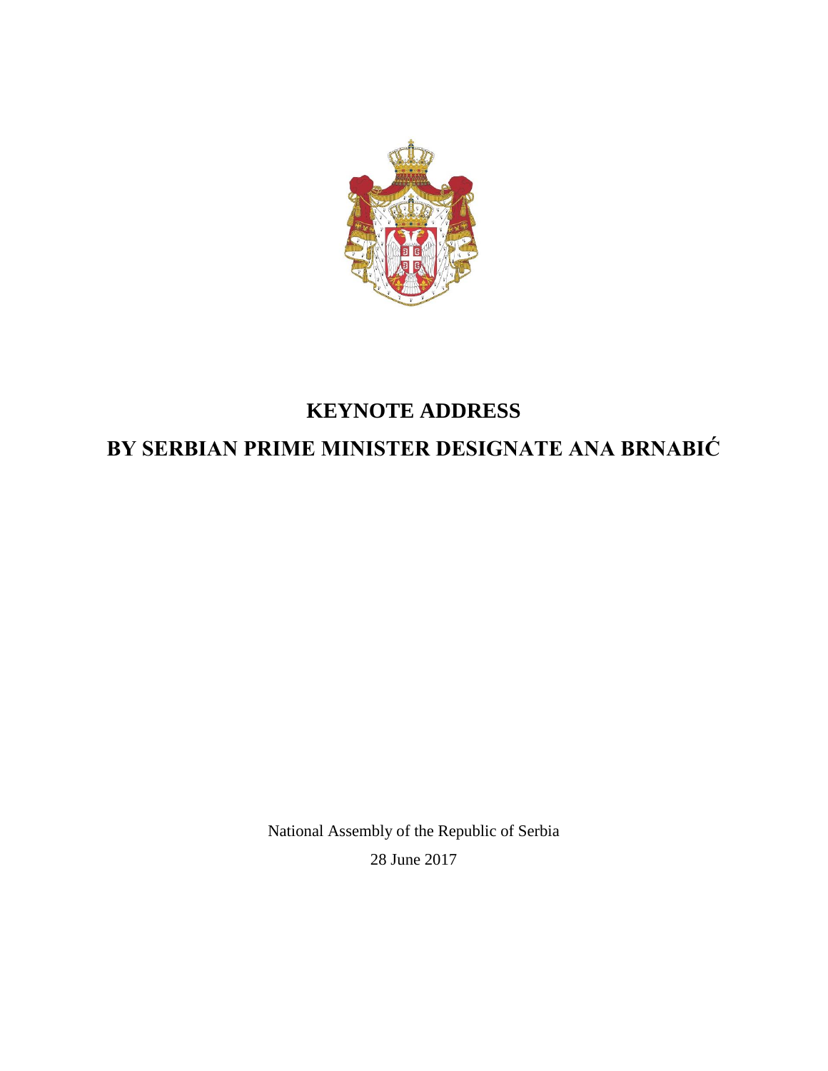# KEYNOTE ADDRESS

# BY SERBIAN PRIME MINISTER DESIGNATE ANA BRNABIĆ

National Assembly of the Republic of Serbia

28 June 2017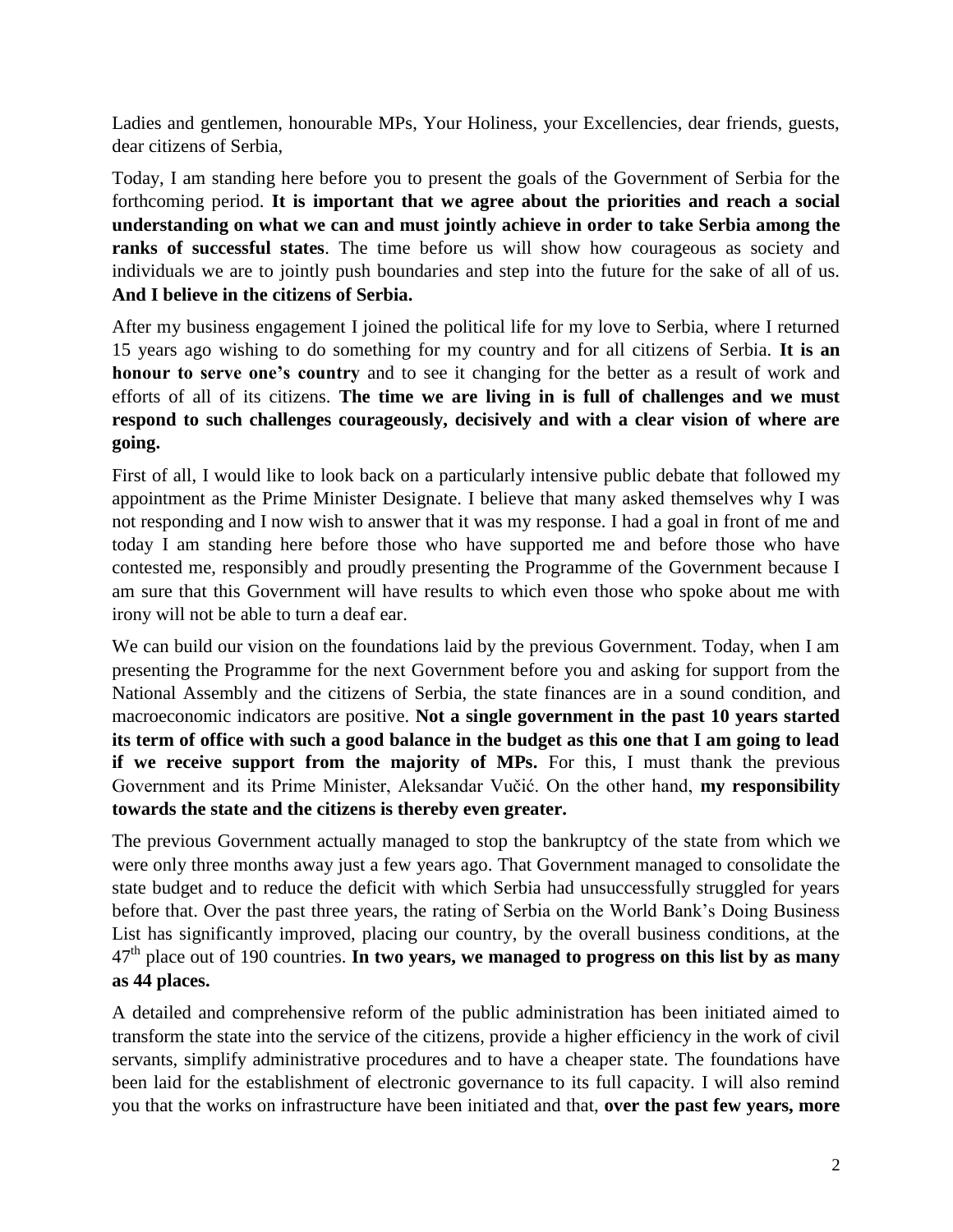Ladies and gentlemen, honourable MPs, Your Holiness, your Excellencies, dear friends, guests, dear citizens of Serbia,

Today, I am standing here before you to present the goals of the Government of Serbia for the forthcoming period. **It is important that we agree about the priorities and reach a social understanding on what we can and must jointly achieve in order to take Serbia among the ranks of successful states**. The time before us will show how courageous as society and individuals we are to jointly push boundaries and step into the future for the sake of all of us. **And I believe in the citizens of Serbia.**

After my business engagement I joined the political life for my love to Serbia, where I returned 15 years ago wishing to do something for my country and for all citizens of Serbia. **It is an honour to serve one's country** and to see it changing for the better as a result of work and efforts of all of its citizens. **The time we are living in is full of challenges and we must respond to such challenges courageously, decisively and with a clear vision of where are going.**

First of all, I would like to look back on a particularly intensive public debate that followed my appointment as the Prime Minister Designate. I believe that many asked themselves why I was not responding and I now wish to answer that it was my response. I had a goal in front of me and today I am standing here before those who have supported me and before those who have contested me, responsibly and proudly presenting the Programme of the Government because I am sure that this Government will have results to which even those who spoke about me with irony will not be able to turn a deaf ear.

We can build our vision on the foundations laid by the previous Government. Today, when I am presenting the Programme for the next Government before you and asking for support from the National Assembly and the citizens of Serbia, the state finances are in a sound condition, and macroeconomic indicators are positive. **Not a single government in the past 10 years started its term of office with such a good balance in the budget as this one that I am going to lead if we receive support from the majority of MPs.** For this, I must thank the previous Government and its Prime Minister, Aleksandar Vučić. On the other hand, **my responsibility towards the state and the citizens is thereby even greater.**

The previous Government actually managed to stop the bankruptcy of the state from which we were only three months away just a few years ago. That Government managed to consolidate the state budget and to reduce the deficit with which Serbia had unsuccessfully struggled for years before that. Over the past three years, the rating of Serbia on the World Bank's Doing Business List has significantly improved, placing our country, by the overall business conditions, at the 47th place out of 190 countries. **In two years, we managed to progress on this list by as many as 44 places.**

A detailed and comprehensive reform of the public administration has been initiated aimed to transform the state into the service of the citizens, provide a higher efficiency in the work of civil servants, simplify administrative procedures and to have a cheaper state. The foundations have been laid for the establishment of electronic governance to its full capacity. I will also remind you that the works on infrastructure have been initiated and that, **over the past few years, more**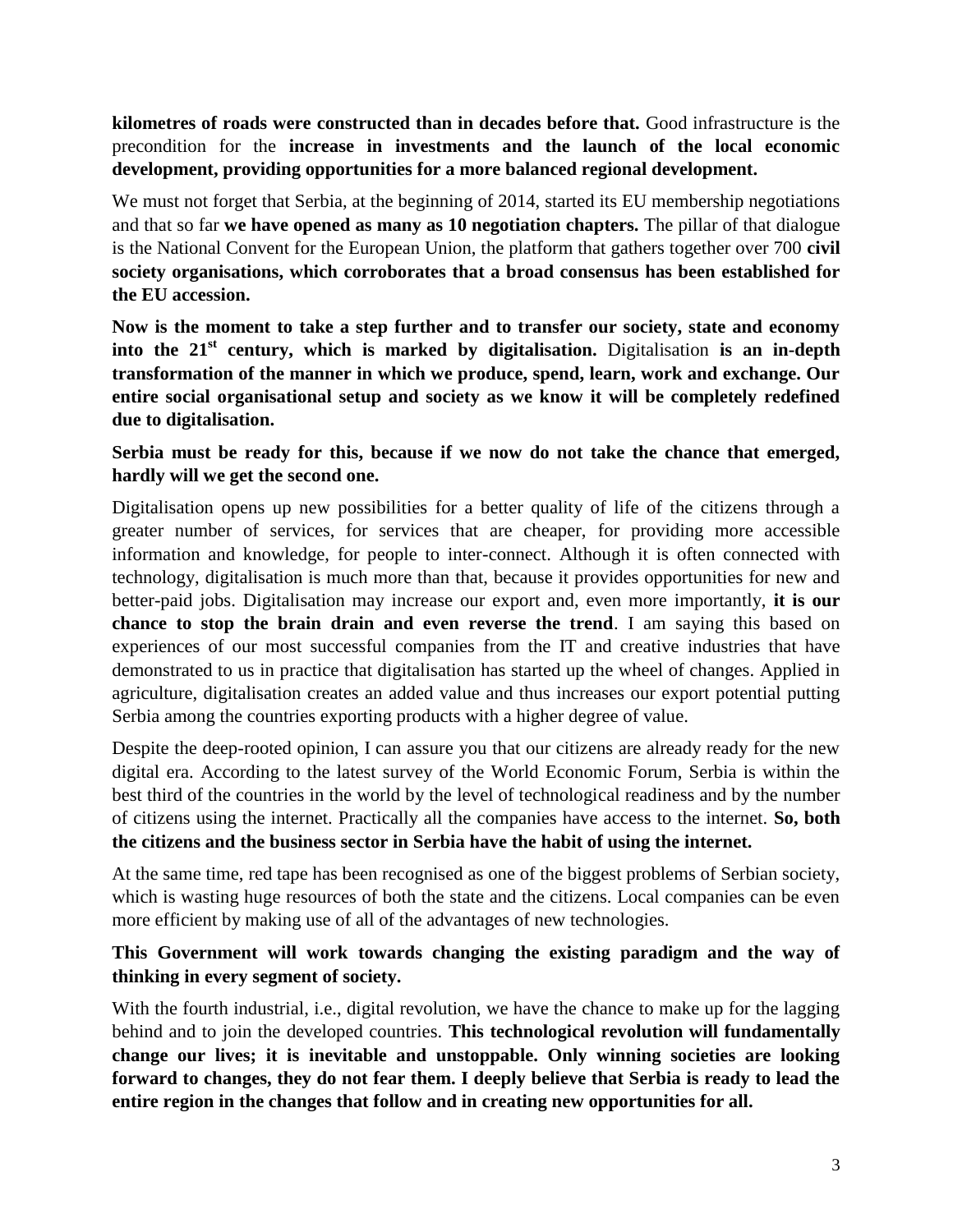**kilometres of roads were constructed than in decades before that.** Good infrastructure is the precondition for the **increase in investments and the launch of the local economic development, providing opportunities for a more balanced regional development.**

We must not forget that Serbia, at the beginning of 2014, started its EU membership negotiations and that so far **we have opened as many as 10 negotiation chapters.** The pillar of that dialogue is the National Convent for the European Union, the platform that gathers together over 700 **civil society organisations, which corroborates that a broad consensus has been established for the EU accession.**

**Now is the moment to take a step further and to transfer our society, state and economy into the 21st century, which is marked by digitalisation.** Digitalisation **is an in-depth transformation of the manner in which we produce, spend, learn, work and exchange. Our entire social organisational setup and society as we know it will be completely redefined due to digitalisation.**

**Serbia must be ready for this, because if we now do not take the chance that emerged, hardly will we get the second one.**

Digitalisation opens up new possibilities for a better quality of life of the citizens through a greater number of services, for services that are cheaper, for providing more accessible information and knowledge, for people to inter-connect. Although it is often connected with technology, digitalisation is much more than that, because it provides opportunities for new and better-paid jobs. Digitalisation may increase our export and, even more importantly, **it is our chance to stop the brain drain and even reverse the trend**. I am saying this based on experiences of our most successful companies from the IT and creative industries that have demonstrated to us in practice that digitalisation has started up the wheel of changes. Applied in agriculture, digitalisation creates an added value and thus increases our export potential putting Serbia among the countries exporting products with a higher degree of value.

Despite the deep-rooted opinion, I can assure you that our citizens are already ready for the new digital era. According to the latest survey of the World Economic Forum, Serbia is within the best third of the countries in the world by the level of technological readiness and by the number of citizens using the internet. Practically all the companies have access to the internet. **So, both the citizens and the business sector in Serbia have the habit of using the internet.**

At the same time, red tape has been recognised as one of the biggest problems of Serbian society, which is wasting huge resources of both the state and the citizens. Local companies can be even more efficient by making use of all of the advantages of new technologies.

**This Government will work towards changing the existing paradigm and the way of thinking in every segment of society.**

With the fourth industrial, i.e., digital revolution, we have the chance to make up for the lagging behind and to join the developed countries. **This technological revolution will fundamentally change our lives; it is inevitable and unstoppable. Only winning societies are looking forward to changes, they do not fear them. I deeply believe that Serbia is ready to lead the entire region in the changes that follow and in creating new opportunities for all.**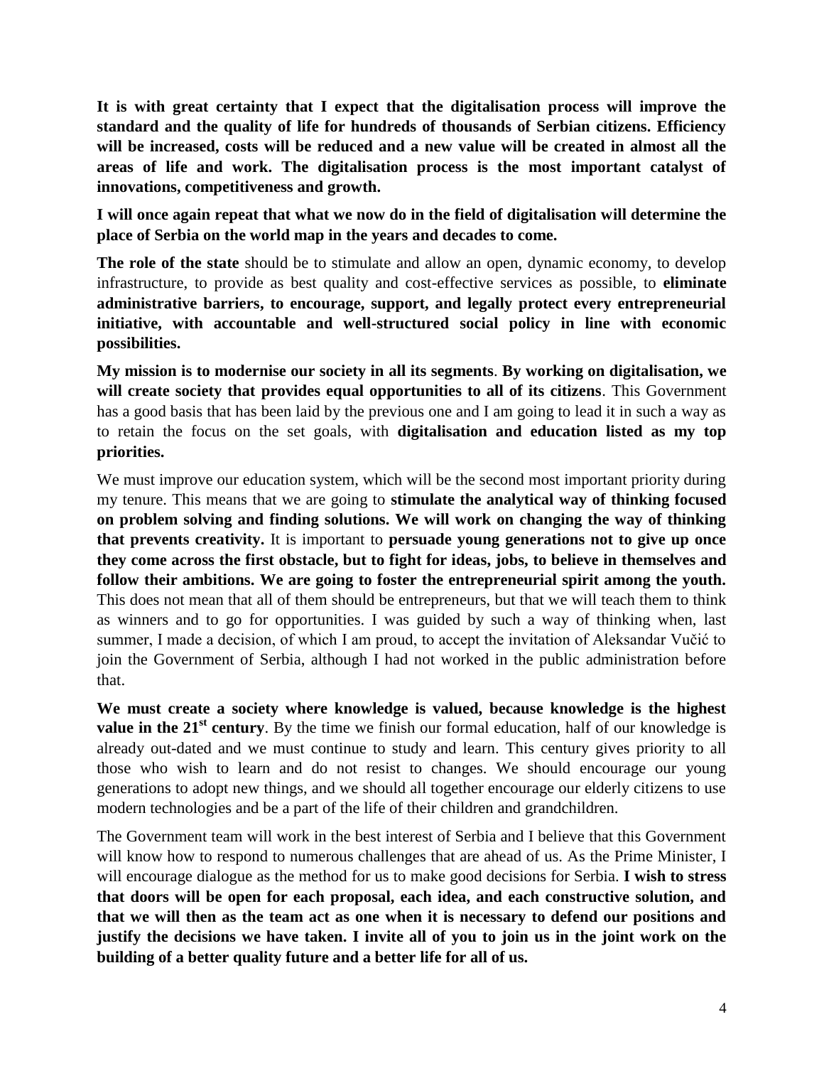**It is with great certainty that I expect that the digitalisation process will improve the standard and the quality of life for hundreds of thousands of Serbian citizens. Efficiency will be increased, costs will be reduced and a new value will be created in almost all the areas of life and work. The digitalisation process is the most important catalyst of innovations, competitiveness and growth.**

**I will once again repeat that what we now do in the field of digitalisation will determine the place of Serbia on the world map in the years and decades to come.**

**The role of the state** should be to stimulate and allow an open, dynamic economy, to develop infrastructure, to provide as best quality and cost-effective services as possible, to **eliminate administrative barriers, to encourage, support, and legally protect every entrepreneurial initiative, with accountable and well-structured social policy in line with economic possibilities.**

**My mission is to modernise our society in all its segments**. **By working on digitalisation, we will create society that provides equal opportunities to all of its citizens**. This Government has a good basis that has been laid by the previous one and I am going to lead it in such a way as to retain the focus on the set goals, with **digitalisation and education listed as my top priorities.**

We must improve our education system, which will be the second most important priority during my tenure. This means that we are going to **stimulate the analytical way of thinking focused on problem solving and finding solutions. We will work on changing the way of thinking that prevents creativity.** It is important to **persuade young generations not to give up once they come across the first obstacle, but to fight for ideas, jobs, to believe in themselves and follow their ambitions. We are going to foster the entrepreneurial spirit among the youth.** This does not mean that all of them should be entrepreneurs, but that we will teach them to think as winners and to go for opportunities. I was guided by such a way of thinking when, last summer, I made a decision, of which I am proud, to accept the invitation of Aleksandar Vučić to join the Government of Serbia, although I had not worked in the public administration before that.

**We must create a society where knowledge is valued, because knowledge is the highest value in the 21st century**. By the time we finish our formal education, half of our knowledge is already out-dated and we must continue to study and learn. This century gives priority to all those who wish to learn and do not resist to changes. We should encourage our young generations to adopt new things, and we should all together encourage our elderly citizens to use modern technologies and be a part of the life of their children and grandchildren.

The Government team will work in the best interest of Serbia and I believe that this Government will know how to respond to numerous challenges that are ahead of us. As the Prime Minister, I will encourage dialogue as the method for us to make good decisions for Serbia. **I wish to stress that doors will be open for each proposal, each idea, and each constructive solution, and that we will then as the team act as one when it is necessary to defend our positions and justify the decisions we have taken. I invite all of you to join us in the joint work on the building of a better quality future and a better life for all of us.**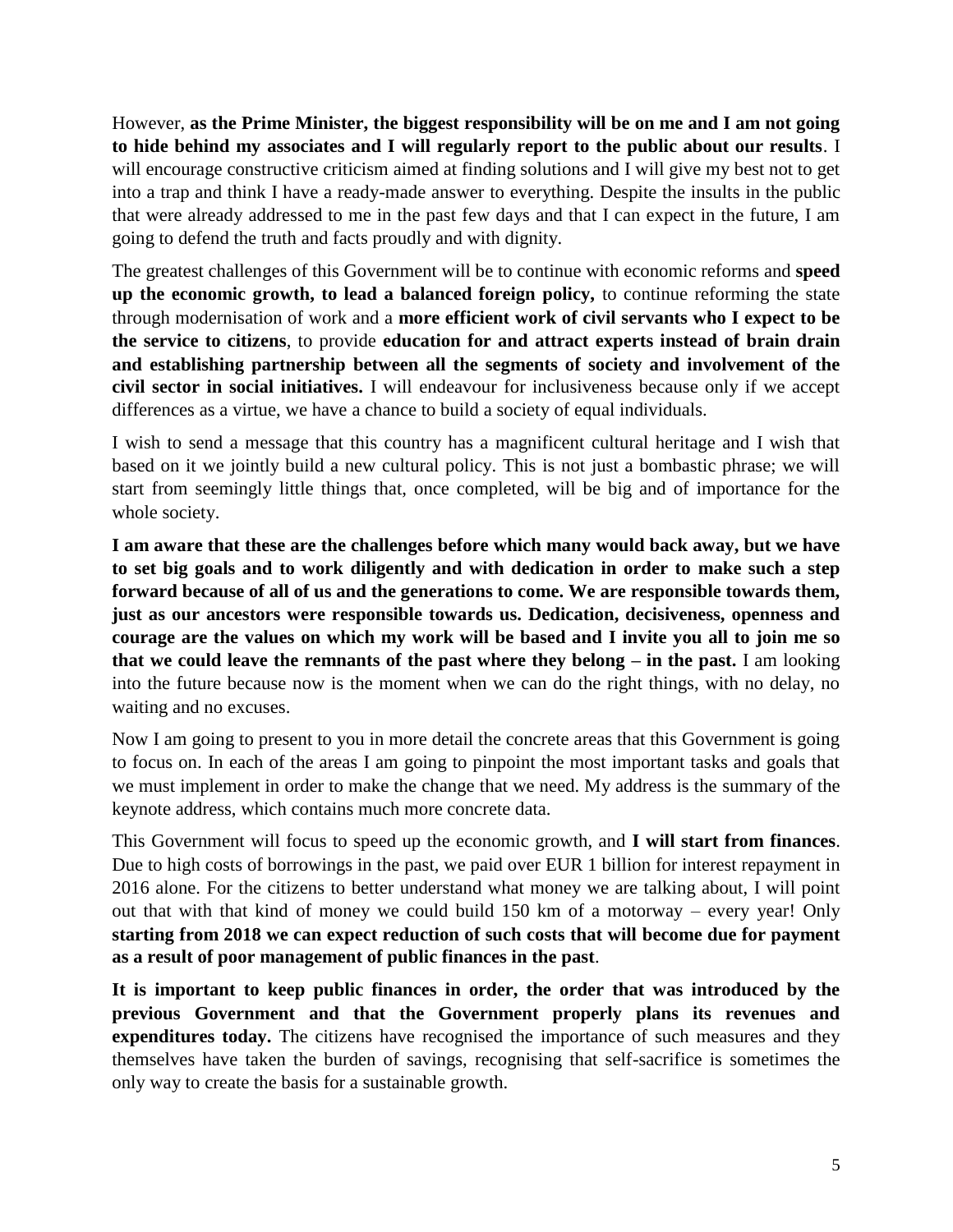However, **as the Prime Minister, the biggest responsibility will be on me and I am not going to hide behind my associates and I will regularly report to the public about our results**. I will encourage constructive criticism aimed at finding solutions and I will give my best not to get into a trap and think I have a ready-made answer to everything. Despite the insults in the public that were already addressed to me in the past few days and that I can expect in the future, I am going to defend the truth and facts proudly and with dignity.

The greatest challenges of this Government will be to continue with economic reforms and **speed up the economic growth, to lead a balanced foreign policy,** to continue reforming the state through modernisation of work and a **more efficient work of civil servants who I expect to be the service to citizens**, to provide **education for and attract experts instead of brain drain and establishing partnership between all the segments of society and involvement of the civil sector in social initiatives.** I will endeavour for inclusiveness because only if we accept differences as a virtue, we have a chance to build a society of equal individuals.

I wish to send a message that this country has a magnificent cultural heritage and I wish that based on it we jointly build a new cultural policy. This is not just a bombastic phrase; we will start from seemingly little things that, once completed, will be big and of importance for the whole society.

**I am aware that these are the challenges before which many would back away, but we have to set big goals and to work diligently and with dedication in order to make such a step forward because of all of us and the generations to come. We are responsible towards them, just as our ancestors were responsible towards us. Dedication, decisiveness, openness and courage are the values on which my work will be based and I invite you all to join me so that we could leave the remnants of the past where they belong – in the past.** I am looking into the future because now is the moment when we can do the right things, with no delay, no waiting and no excuses.

Now I am going to present to you in more detail the concrete areas that this Government is going to focus on. In each of the areas I am going to pinpoint the most important tasks and goals that we must implement in order to make the change that we need. My address is the summary of the keynote address, which contains much more concrete data.

This Government will focus to speed up the economic growth, and **I will start from finances**. Due to high costs of borrowings in the past, we paid over EUR 1 billion for interest repayment in 2016 alone. For the citizens to better understand what money we are talking about, I will point out that with that kind of money we could build 150 km of a motorway – every year! Only **starting from 2018 we can expect reduction of such costs that will become due for payment as a result of poor management of public finances in the past**.

**It is important to keep public finances in order, the order that was introduced by the previous Government and that the Government properly plans its revenues and expenditures today.** The citizens have recognised the importance of such measures and they themselves have taken the burden of savings, recognising that self-sacrifice is sometimes the only way to create the basis for a sustainable growth.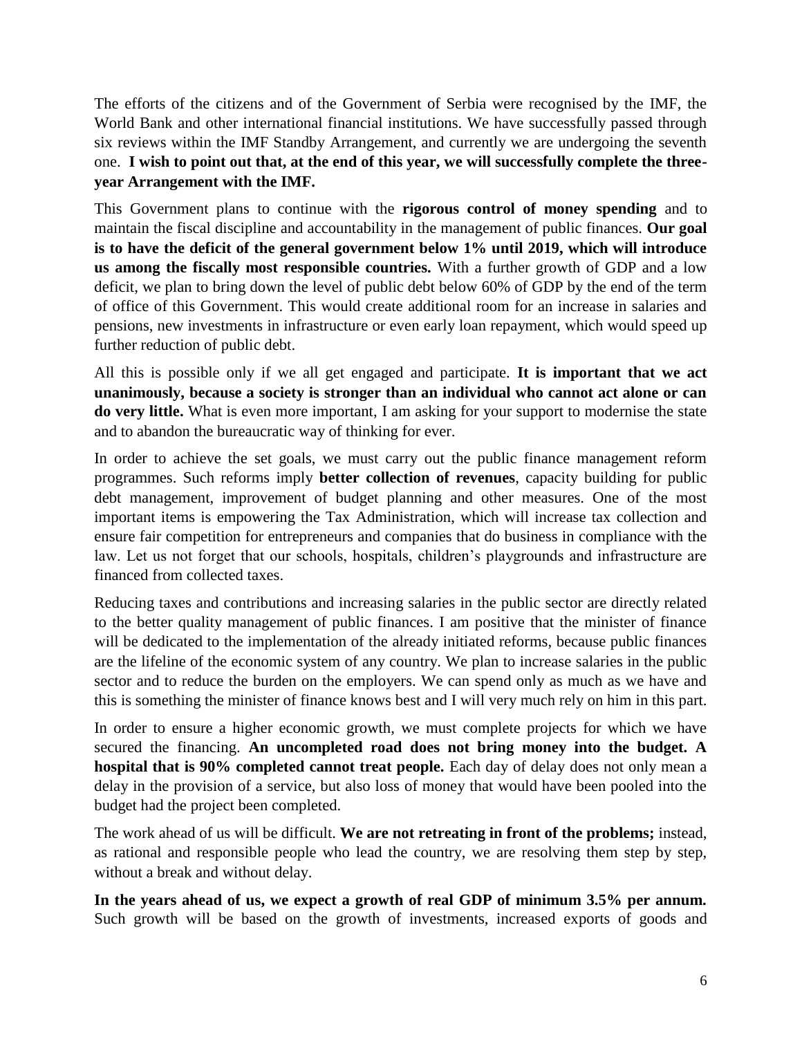The efforts of the citizens and of the Government of Serbia were recognised by the IMF, the World Bank and other international financial institutions. We have successfully passed through six reviews within the IMF Standby Arrangement, and currently we are undergoing the seventh one. **I wish to point out that, at the end of this year, we will successfully complete the three-year Arrangement with the IMF.**

This Government plans to continue with the **rigorous control of money spending** and to maintain the fiscal discipline and accountability in the management of public finances. **Our goal is to have the deficit of the general government below 1% until 2019, which will introduce us among the fiscally most responsible countries.** With a further growth of GDP and a low deficit, we plan to bring down the level of public debt below 60% of GDP by the end of the term of office of this Government. This would create additional room for an increase in salaries and pensions, new investments in infrastructure or even early loan repayment, which would speed up further reduction of public debt.

All this is possible only if we all get engaged and participate. **It is important that we act unanimously, because a society is stronger than an individual who cannot act alone or can do very little.** What is even more important, I am asking for your support to modernise the state and to abandon the bureaucratic way of thinking for ever.

In order to achieve the set goals, we must carry out the public finance management reform programmes. Such reforms imply **better collection of revenues**, capacity building for public debt management, improvement of budget planning and other measures. One of the most important items is empowering the Tax Administration, which will increase tax collection and ensure fair competition for entrepreneurs and companies that do business in compliance with the law. Let us not forget that our schools, hospitals, children's playgrounds and infrastructure are financed from collected taxes.

Reducing taxes and contributions and increasing salaries in the public sector are directly related to the better quality management of public finances. I am positive that the minister of finance will be dedicated to the implementation of the already initiated reforms, because public finances are the lifeline of the economic system of any country. We plan to increase salaries in the public sector and to reduce the burden on the employers. We can spend only as much as we have and this is something the minister of finance knows best and I will very much rely on him in this part.

In order to ensure a higher economic growth, we must complete projects for which we have secured the financing. **An uncompleted road does not bring money into the budget. A hospital that is 90% completed cannot treat people.** Each day of delay does not only mean a delay in the provision of a service, but also loss of money that would have been pooled into the budget had the project been completed.

The work ahead of us will be difficult. **We are not retreating in front of the problems;** instead, as rational and responsible people who lead the country, we are resolving them step by step, without a break and without delay.

**In the years ahead of us, we expect a growth of real GDP of minimum 3.5% per annum.** Such growth will be based on the growth of investments, increased exports of goods and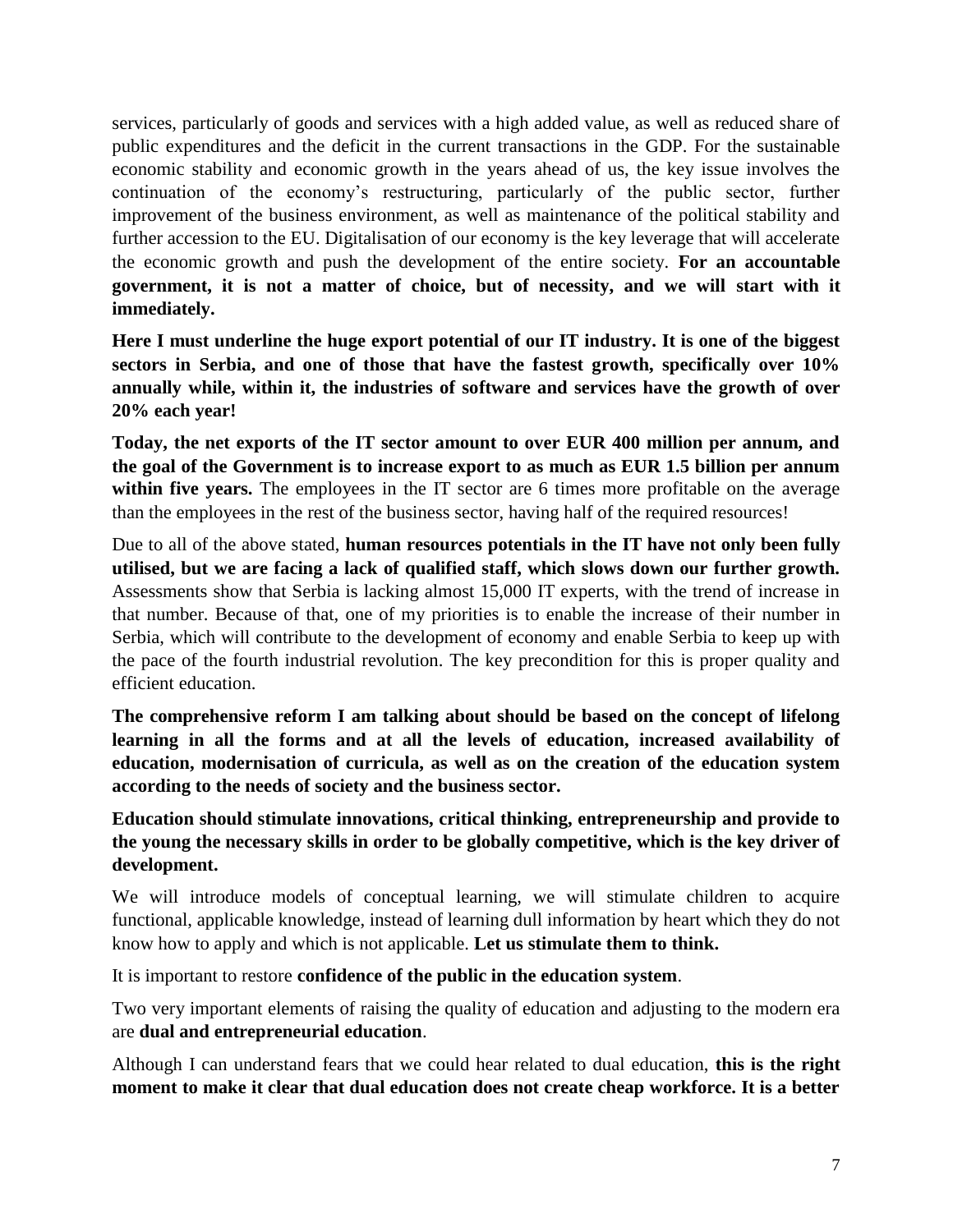services, particularly of goods and services with a high added value, as well as reduced share of public expenditures and the deficit in the current transactions in the GDP. For the sustainable economic stability and economic growth in the years ahead of us, the key issue involves the continuation of the economy's restructuring, particularly of the public sector, further improvement of the business environment, as well as maintenance of the political stability and further accession to the EU. Digitalisation of our economy is the key leverage that will accelerate the economic growth and push the development of the entire society. **For an accountable government, it is not a matter of choice, but of necessity, and we will start with it immediately.**

**Here I must underline the huge export potential of our IT industry. It is one of the biggest sectors in Serbia, and one of those that have the fastest growth, specifically over 10% annually while, within it, the industries of software and services have the growth of over 20% each year!**

**Today, the net exports of the IT sector amount to over EUR 400 million per annum, and the goal of the Government is to increase export to as much as EUR 1.5 billion per annum within five years.** The employees in the IT sector are 6 times more profitable on the average than the employees in the rest of the business sector, having half of the required resources!

Due to all of the above stated, **human resources potentials in the IT have not only been fully utilised, but we are facing a lack of qualified staff, which slows down our further growth.** Assessments show that Serbia is lacking almost 15,000 IT experts, with the trend of increase in that number. Because of that, one of my priorities is to enable the increase of their number in Serbia, which will contribute to the development of economy and enable Serbia to keep up with the pace of the fourth industrial revolution. The key precondition for this is proper quality and efficient education.

**The comprehensive reform I am talking about should be based on the concept of lifelong learning in all the forms and at all the levels of education, increased availability of education, modernisation of curricula, as well as on the creation of the education system according to the needs of society and the business sector.**

**Education should stimulate innovations, critical thinking, entrepreneurship and provide to the young the necessary skills in order to be globally competitive, which is the key driver of development.**

We will introduce models of conceptual learning, we will stimulate children to acquire functional, applicable knowledge, instead of learning dull information by heart which they do not know how to apply and which is not applicable. **Let us stimulate them to think.**

It is important to restore **confidence of the public in the education system**.

Two very important elements of raising the quality of education and adjusting to the modern era are **dual and entrepreneurial education**.

Although I can understand fears that we could hear related to dual education, **this is the right moment to make it clear that dual education does not create cheap workforce. It is a better**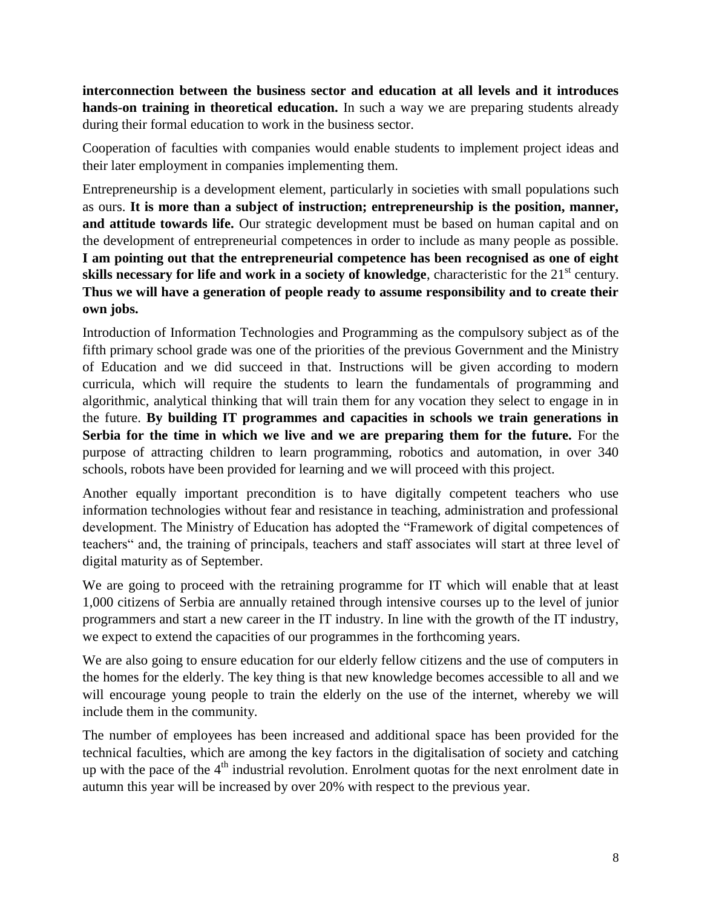**interconnection between the business sector and education at all levels and it introduces hands-on training in theoretical education.** In such a way we are preparing students already during their formal education to work in the business sector.

Cooperation of faculties with companies would enable students to implement project ideas and their later employment in companies implementing them.

Entrepreneurship is a development element, particularly in societies with small populations such as ours. **It is more than a subject of instruction; entrepreneurship is the position, manner, and attitude towards life.** Our strategic development must be based on human capital and on the development of entrepreneurial competences in order to include as many people as possible. **I am pointing out that the entrepreneurial competence has been recognised as one of eight skills necessary for life and work in a society of knowledge**, characteristic for the 21st century. **Thus we will have a generation of people ready to assume responsibility and to create their own jobs.**

Introduction of Information Technologies and Programming as the compulsory subject as of the fifth primary school grade was one of the priorities of the previous Government and the Ministry of Education and we did succeed in that. Instructions will be given according to modern curricula, which will require the students to learn the fundamentals of programming and algorithmic, analytical thinking that will train them for any vocation they select to engage in in the future. **By building IT programmes and capacities in schools we train generations in Serbia for the time in which we live and we are preparing them for the future.** For the purpose of attracting children to learn programming, robotics and automation, in over 340 schools, robots have been provided for learning and we will proceed with this project.

Another equally important precondition is to have digitally competent teachers who use information technologies without fear and resistance in teaching, administration and professional development. The Ministry of Education has adopted the "Framework of digital competences of teachers" and, the training of principals, teachers and staff associates will start at three level of digital maturity as of September.

We are going to proceed with the retraining programme for IT which will enable that at least 1,000 citizens of Serbia are annually retained through intensive courses up to the level of junior programmers and start a new career in the IT industry. In line with the growth of the IT industry, we expect to extend the capacities of our programmes in the forthcoming years.

We are also going to ensure education for our elderly fellow citizens and the use of computers in the homes for the elderly. The key thing is that new knowledge becomes accessible to all and we will encourage young people to train the elderly on the use of the internet, whereby we will include them in the community.

The number of employees has been increased and additional space has been provided for the technical faculties, which are among the key factors in the digitalisation of society and catching up with the pace of the 4th industrial revolution. Enrolment quotas for the next enrolment date in autumn this year will be increased by over 20% with respect to the previous year.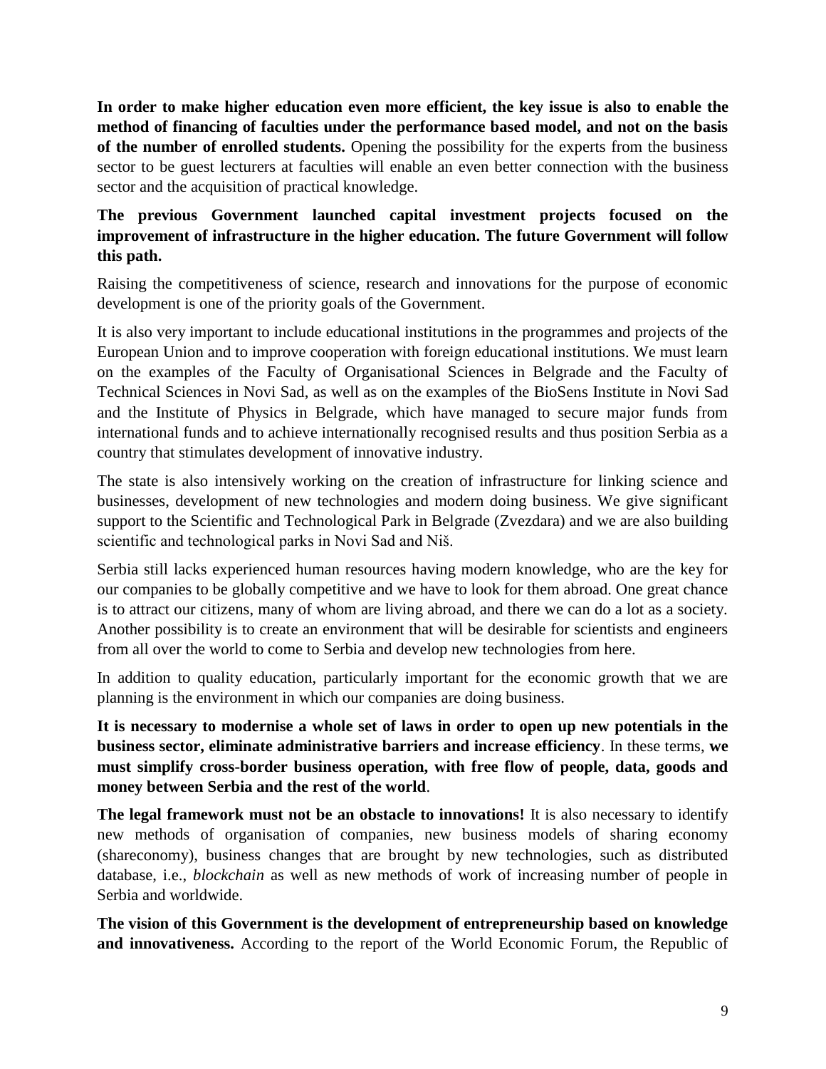**In order to make higher education even more efficient, the key issue is also to enable the method of financing of faculties under the performance based model, and not on the basis of the number of enrolled students.** Opening the possibility for the experts from the business sector to be guest lecturers at faculties will enable an even better connection with the business sector and the acquisition of practical knowledge.

**The previous Government launched capital investment projects focused on the improvement of infrastructure in the higher education. The future Government will follow this path.**

Raising the competitiveness of science, research and innovations for the purpose of economic development is one of the priority goals of the Government.

It is also very important to include educational institutions in the programmes and projects of the European Union and to improve cooperation with foreign educational institutions. We must learn on the examples of the Faculty of Organisational Sciences in Belgrade and the Faculty of Technical Sciences in Novi Sad, as well as on the examples of the BioSens Institute in Novi Sad and the Institute of Physics in Belgrade, which have managed to secure major funds from international funds and to achieve internationally recognised results and thus position Serbia as a country that stimulates development of innovative industry.

The state is also intensively working on the creation of infrastructure for linking science and businesses, development of new technologies and modern doing business. We give significant support to the Scientific and Technological Park in Belgrade (Zvezdara) and we are also building scientific and technological parks in Novi Sad and Niš.

Serbia still lacks experienced human resources having modern knowledge, who are the key for our companies to be globally competitive and we have to look for them abroad. One great chance is to attract our citizens, many of whom are living abroad, and there we can do a lot as a society. Another possibility is to create an environment that will be desirable for scientists and engineers from all over the world to come to Serbia and develop new technologies from here.

In addition to quality education, particularly important for the economic growth that we are planning is the environment in which our companies are doing business.

**It is necessary to modernise a whole set of laws in order to open up new potentials in the business sector, eliminate administrative barriers and increase efficiency**. In these terms, **we must simplify cross-border business operation, with free flow of people, data, goods and money between Serbia and the rest of the world**.

**The legal framework must not be an obstacle to innovations!** It is also necessary to identify new methods of organisation of companies, new business models of sharing economy (shareconomy), business changes that are brought by new technologies, such as distributed database, i.e., *blockchain* as well as new methods of work of increasing number of people in Serbia and worldwide.

**The vision of this Government is the development of entrepreneurship based on knowledge and innovativeness.** According to the report of the World Economic Forum, the Republic of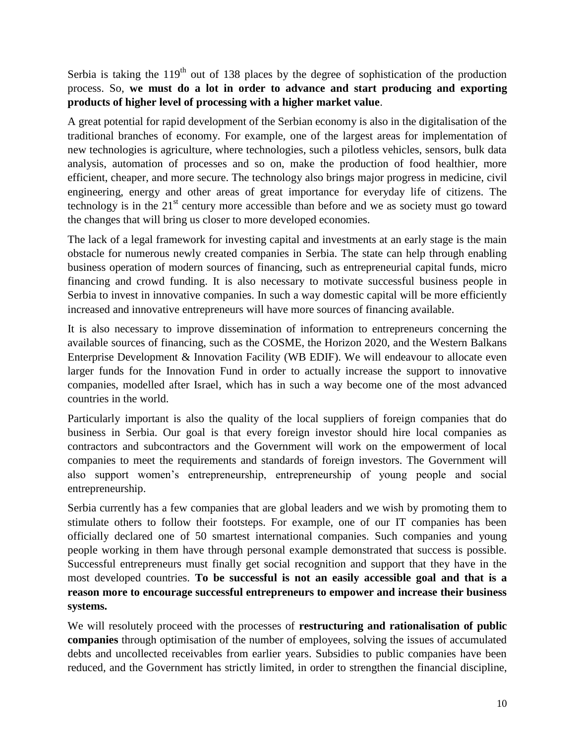Serbia is taking the 119th out of 138 places by the degree of sophistication of the production process. So, **we must do a lot in order to advance and start producing and exporting products of higher level of processing with a higher market value**.

A great potential for rapid development of the Serbian economy is also in the digitalisation of the traditional branches of economy. For example, one of the largest areas for implementation of new technologies is agriculture, where technologies, such a pilotless vehicles, sensors, bulk data analysis, automation of processes and so on, make the production of food healthier, more efficient, cheaper, and more secure. The technology also brings major progress in medicine, civil engineering, energy and other areas of great importance for everyday life of citizens. The technology is in the 21st century more accessible than before and we as society must go toward the changes that will bring us closer to more developed economies.

The lack of a legal framework for investing capital and investments at an early stage is the main obstacle for numerous newly created companies in Serbia. The state can help through enabling business operation of modern sources of financing, such as entrepreneurial capital funds, micro financing and crowd funding. It is also necessary to motivate successful business people in Serbia to invest in innovative companies. In such a way domestic capital will be more efficiently increased and innovative entrepreneurs will have more sources of financing available.

It is also necessary to improve dissemination of information to entrepreneurs concerning the available sources of financing, such as the COSME, the Horizon 2020, and the Western Balkans Enterprise Development & Innovation Facility (WB EDIF). We will endeavour to allocate even larger funds for the Innovation Fund in order to actually increase the support to innovative companies, modelled after Israel, which has in such a way become one of the most advanced countries in the world.

Particularly important is also the quality of the local suppliers of foreign companies that do business in Serbia. Our goal is that every foreign investor should hire local companies as contractors and subcontractors and the Government will work on the empowerment of local companies to meet the requirements and standards of foreign investors. The Government will also support women's entrepreneurship, entrepreneurship of young people and social entrepreneurship.

Serbia currently has a few companies that are global leaders and we wish by promoting them to stimulate others to follow their footsteps. For example, one of our IT companies has been officially declared one of 50 smartest international companies. Such companies and young people working in them have through personal example demonstrated that success is possible. Successful entrepreneurs must finally get social recognition and support that they have in the most developed countries. **To be successful is not an easily accessible goal and that is a reason more to encourage successful entrepreneurs to empower and increase their business systems.**

We will resolutely proceed with the processes of **restructuring and rationalisation of public companies** through optimisation of the number of employees, solving the issues of accumulated debts and uncollected receivables from earlier years. Subsidies to public companies have been reduced, and the Government has strictly limited, in order to strengthen the financial discipline,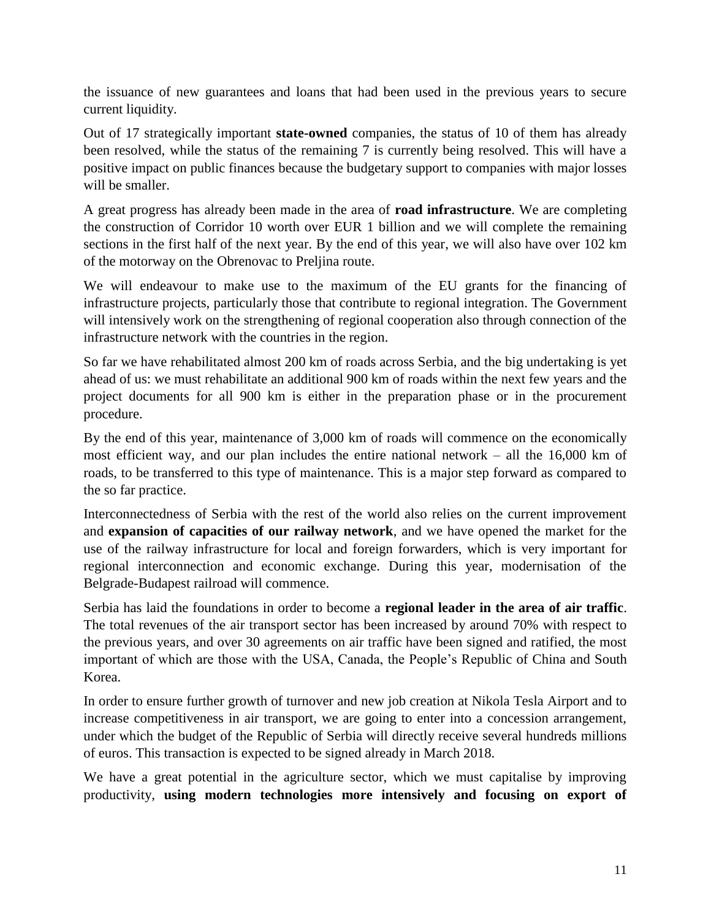the issuance of new guarantees and loans that had been used in the previous years to secure current liquidity.

Out of 17 strategically important **state-owned** companies, the status of 10 of them has already been resolved, while the status of the remaining 7 is currently being resolved. This will have a positive impact on public finances because the budgetary support to companies with major losses will be smaller.

A great progress has already been made in the area of **road infrastructure**. We are completing the construction of Corridor 10 worth over EUR 1 billion and we will complete the remaining sections in the first half of the next year. By the end of this year, we will also have over 102 km of the motorway on the Obrenovac to Preljina route.

We will endeavour to make use to the maximum of the EU grants for the financing of infrastructure projects, particularly those that contribute to regional integration. The Government will intensively work on the strengthening of regional cooperation also through connection of the infrastructure network with the countries in the region.

So far we have rehabilitated almost 200 km of roads across Serbia, and the big undertaking is yet ahead of us: we must rehabilitate an additional 900 km of roads within the next few years and the project documents for all 900 km is either in the preparation phase or in the procurement procedure.

By the end of this year, maintenance of 3,000 km of roads will commence on the economically most efficient way, and our plan includes the entire national network – all the 16,000 km of roads, to be transferred to this type of maintenance. This is a major step forward as compared to the so far practice.

Interconnectedness of Serbia with the rest of the world also relies on the current improvement and **expansion of capacities of our railway network**, and we have opened the market for the use of the railway infrastructure for local and foreign forwarders, which is very important for regional interconnection and economic exchange. During this year, modernisation of the Belgrade-Budapest railroad will commence.

Serbia has laid the foundations in order to become a **regional leader in the area of air traffic**. The total revenues of the air transport sector has been increased by around 70% with respect to the previous years, and over 30 agreements on air traffic have been signed and ratified, the most important of which are those with the USA, Canada, the People's Republic of China and South Korea.

In order to ensure further growth of turnover and new job creation at Nikola Tesla Airport and to increase competitiveness in air transport, we are going to enter into a concession arrangement, under which the budget of the Republic of Serbia will directly receive several hundreds millions of euros. This transaction is expected to be signed already in March 2018.

We have a great potential in the agriculture sector, which we must capitalise by improving productivity, **using modern technologies more intensively and focusing on export of**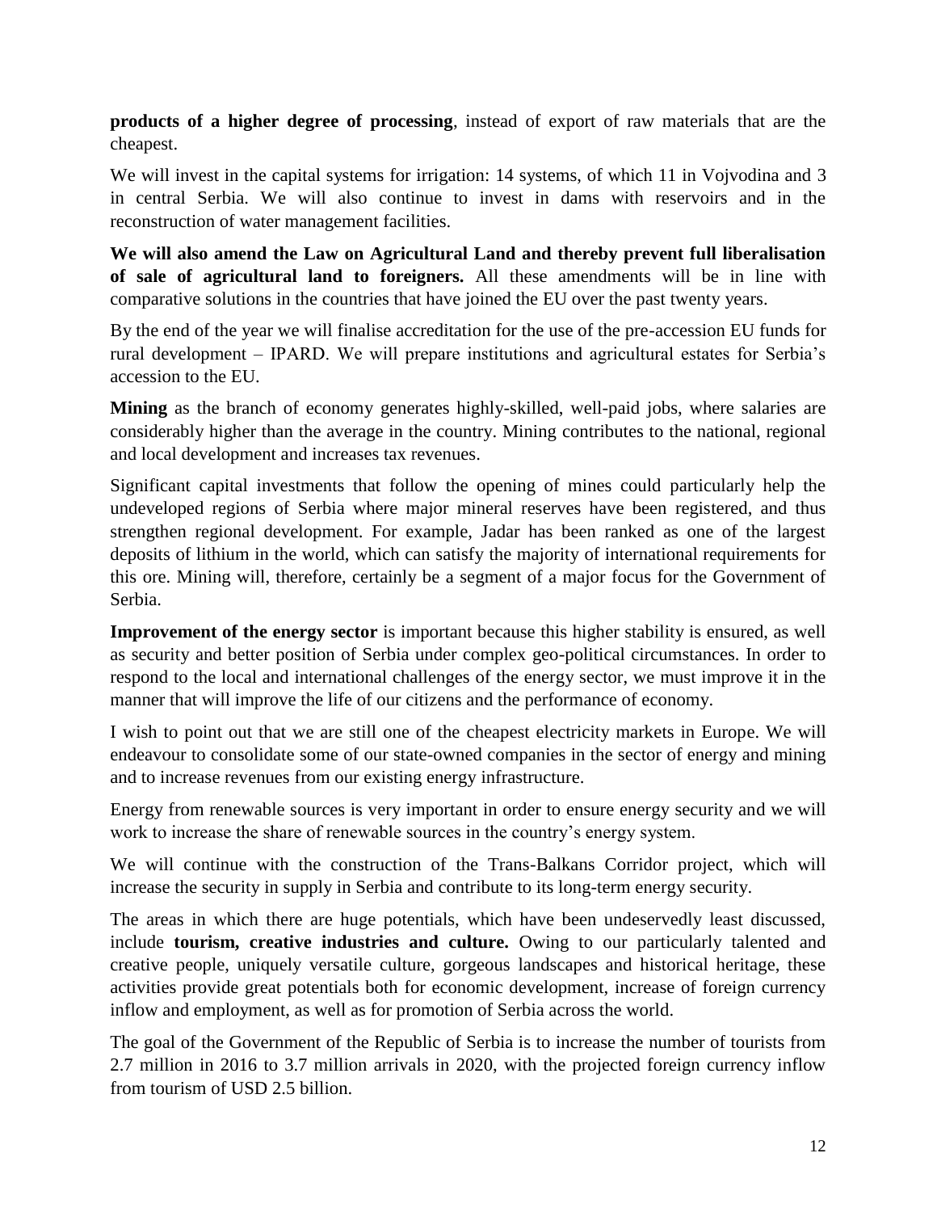**products of a higher degree of processing**, instead of export of raw materials that are the cheapest.

We will invest in the capital systems for irrigation: 14 systems, of which 11 in Vojvodina and 3 in central Serbia. We will also continue to invest in dams with reservoirs and in the reconstruction of water management facilities.

**We will also amend the Law on Agricultural Land and thereby prevent full liberalisation of sale of agricultural land to foreigners.** All these amendments will be in line with comparative solutions in the countries that have joined the EU over the past twenty years.

By the end of the year we will finalise accreditation for the use of the pre-accession EU funds for rural development – IPARD. We will prepare institutions and agricultural estates for Serbia's accession to the EU.

**Mining** as the branch of economy generates highly-skilled, well-paid jobs, where salaries are considerably higher than the average in the country. Mining contributes to the national, regional and local development and increases tax revenues.

Significant capital investments that follow the opening of mines could particularly help the undeveloped regions of Serbia where major mineral reserves have been registered, and thus strengthen regional development. For example, Jadar has been ranked as one of the largest deposits of lithium in the world, which can satisfy the majority of international requirements for this ore. Mining will, therefore, certainly be a segment of a major focus for the Government of Serbia.

**Improvement of the energy sector** is important because this higher stability is ensured, as well as security and better position of Serbia under complex geo-political circumstances. In order to respond to the local and international challenges of the energy sector, we must improve it in the manner that will improve the life of our citizens and the performance of economy.

I wish to point out that we are still one of the cheapest electricity markets in Europe. We will endeavour to consolidate some of our state-owned companies in the sector of energy and mining and to increase revenues from our existing energy infrastructure.

Energy from renewable sources is very important in order to ensure energy security and we will work to increase the share of renewable sources in the country's energy system.

We will continue with the construction of the Trans-Balkans Corridor project, which will increase the security in supply in Serbia and contribute to its long-term energy security.

The areas in which there are huge potentials, which have been undeservedly least discussed, include **tourism, creative industries and culture.** Owing to our particularly talented and creative people, uniquely versatile culture, gorgeous landscapes and historical heritage, these activities provide great potentials both for economic development, increase of foreign currency inflow and employment, as well as for promotion of Serbia across the world.

The goal of the Government of the Republic of Serbia is to increase the number of tourists from 2.7 million in 2016 to 3.7 million arrivals in 2020, with the projected foreign currency inflow from tourism of USD 2.5 billion.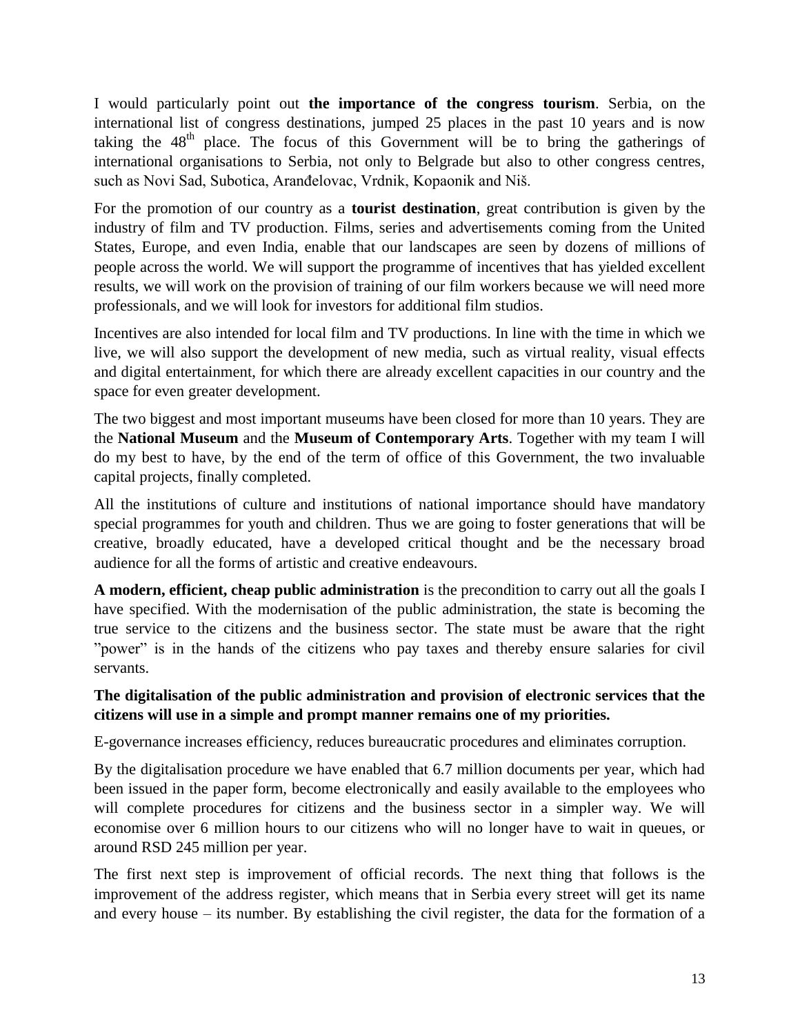I would particularly point out **the importance of the congress tourism**. Serbia, on the international list of congress destinations, jumped 25 places in the past 10 years and is now taking the 48th place. The focus of this Government will be to bring the gatherings of international organisations to Serbia, not only to Belgrade but also to other congress centres, such as Novi Sad, Subotica, Aranđelovac, Vrdnik, Kopaonik and Niš.

For the promotion of our country as a **tourist destination**, great contribution is given by the industry of film and TV production. Films, series and advertisements coming from the United States, Europe, and even India, enable that our landscapes are seen by dozens of millions of people across the world. We will support the programme of incentives that has yielded excellent results, we will work on the provision of training of our film workers because we will need more professionals, and we will look for investors for additional film studios.

Incentives are also intended for local film and TV productions. In line with the time in which we live, we will also support the development of new media, such as virtual reality, visual effects and digital entertainment, for which there are already excellent capacities in our country and the space for even greater development.

The two biggest and most important museums have been closed for more than 10 years. They are the **National Museum** and the **Museum of Contemporary Arts**. Together with my team I will do my best to have, by the end of the term of office of this Government, the two invaluable capital projects, finally completed.

All the institutions of culture and institutions of national importance should have mandatory special programmes for youth and children. Thus we are going to foster generations that will be creative, broadly educated, have a developed critical thought and be the necessary broad audience for all the forms of artistic and creative endeavours.

**A modern, efficient, cheap public administration** is the precondition to carry out all the goals I have specified. With the modernisation of the public administration, the state is becoming the true service to the citizens and the business sector. The state must be aware that the right "power" is in the hands of the citizens who pay taxes and thereby ensure salaries for civil servants.

**The digitalisation of the public administration and provision of electronic services that the citizens will use in a simple and prompt manner remains one of my priorities.**

E-governance increases efficiency, reduces bureaucratic procedures and eliminates corruption.

By the digitalisation procedure we have enabled that 6.7 million documents per year, which had been issued in the paper form, become electronically and easily available to the employees who will complete procedures for citizens and the business sector in a simpler way. We will economise over 6 million hours to our citizens who will no longer have to wait in queues, or around RSD 245 million per year.

The first next step is improvement of official records. The next thing that follows is the improvement of the address register, which means that in Serbia every street will get its name and every house – its number. By establishing the civil register, the data for the formation of a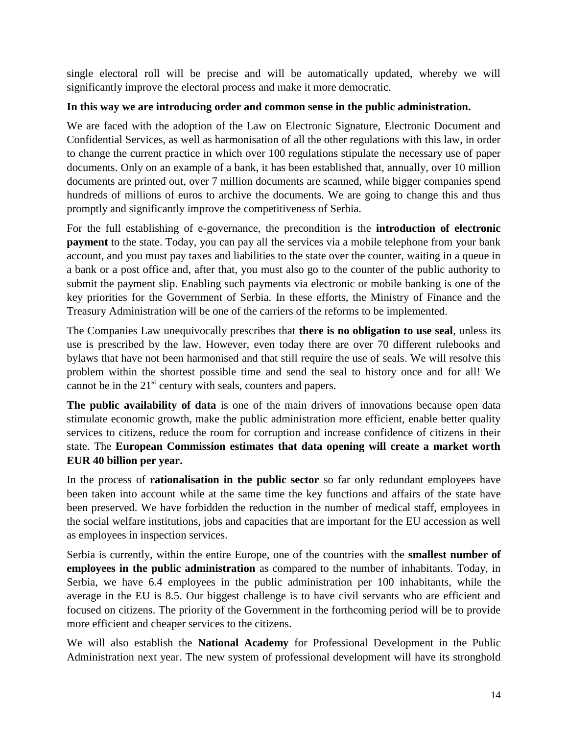single electoral roll will be precise and will be automatically updated, whereby we will significantly improve the electoral process and make it more democratic.

**In this way we are introducing order and common sense in the public administration.**

We are faced with the adoption of the Law on Electronic Signature, Electronic Document and Confidential Services, as well as harmonisation of all the other regulations with this law, in order to change the current practice in which over 100 regulations stipulate the necessary use of paper documents. Only on an example of a bank, it has been established that, annually, over 10 million documents are printed out, over 7 million documents are scanned, while bigger companies spend hundreds of millions of euros to archive the documents. We are going to change this and thus promptly and significantly improve the competitiveness of Serbia.

For the full establishing of e-governance, the precondition is the **introduction of electronic payment** to the state. Today, you can pay all the services via a mobile telephone from your bank account, and you must pay taxes and liabilities to the state over the counter, waiting in a queue in a bank or a post office and, after that, you must also go to the counter of the public authority to submit the payment slip. Enabling such payments via electronic or mobile banking is one of the key priorities for the Government of Serbia. In these efforts, the Ministry of Finance and the Treasury Administration will be one of the carriers of the reforms to be implemented.

The Companies Law unequivocally prescribes that **there is no obligation to use seal**, unless its use is prescribed by the law. However, even today there are over 70 different rulebooks and bylaws that have not been harmonised and that still require the use of seals. We will resolve this problem within the shortest possible time and send the seal to history once and for all! We cannot be in the 21st century with seals, counters and papers.

**The public availability of data** is one of the main drivers of innovations because open data stimulate economic growth, make the public administration more efficient, enable better quality services to citizens, reduce the room for corruption and increase confidence of citizens in their state. The **European Commission estimates that data opening will create a market worth EUR 40 billion per year.**

In the process of **rationalisation in the public sector** so far only redundant employees have been taken into account while at the same time the key functions and affairs of the state have been preserved. We have forbidden the reduction in the number of medical staff, employees in the social welfare institutions, jobs and capacities that are important for the EU accession as well as employees in inspection services.

Serbia is currently, within the entire Europe, one of the countries with the **smallest number of employees in the public administration** as compared to the number of inhabitants. Today, in Serbia, we have 6.4 employees in the public administration per 100 inhabitants, while the average in the EU is 8.5. Our biggest challenge is to have civil servants who are efficient and focused on citizens. The priority of the Government in the forthcoming period will be to provide more efficient and cheaper services to the citizens.

We will also establish the **National Academy** for Professional Development in the Public Administration next year. The new system of professional development will have its stronghold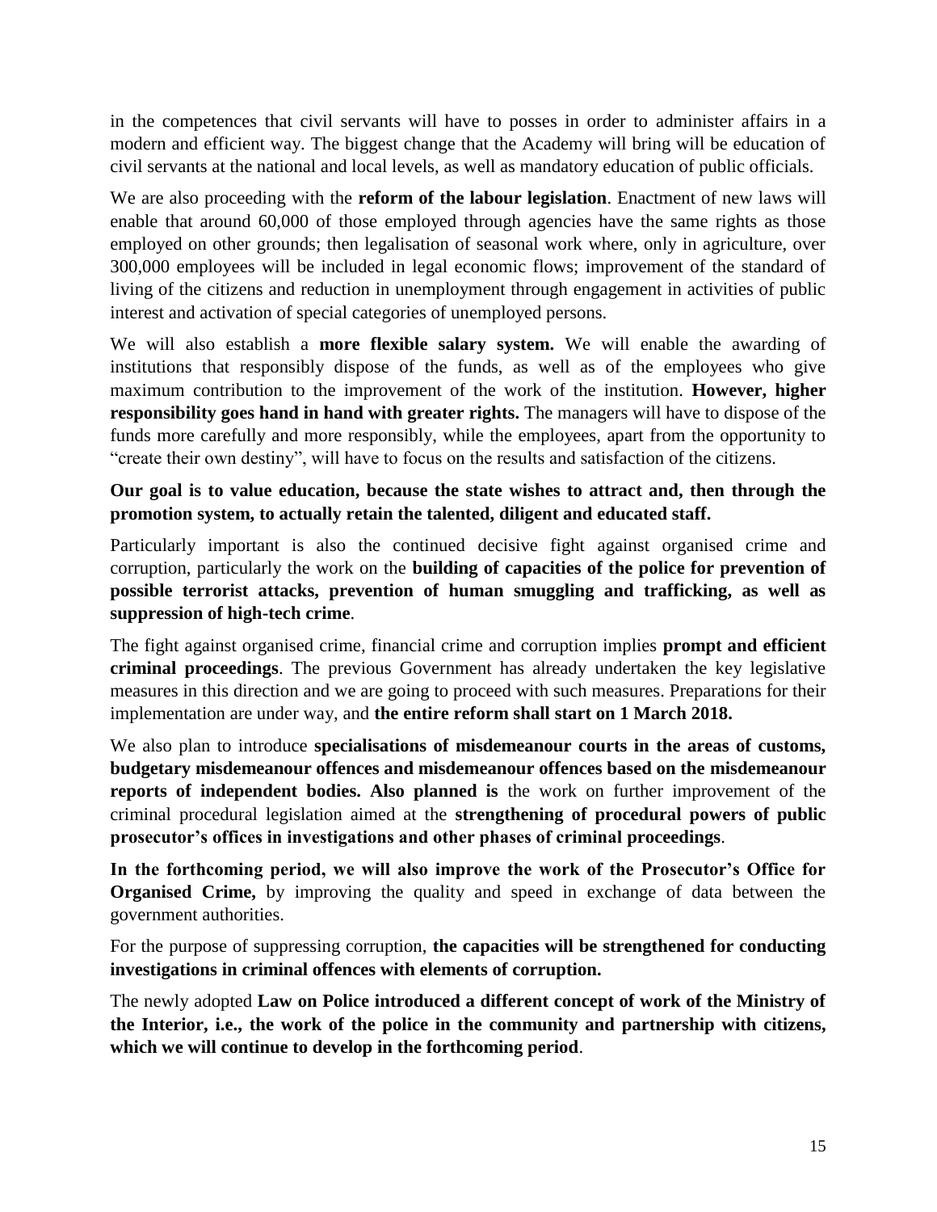in the competences that civil servants will have to posses in order to administer affairs in a modern and efficient way. The biggest change that the Academy will bring will be education of civil servants at the national and local levels, as well as mandatory education of public officials.

We are also proceeding with the **reform of the labour legislation**. Enactment of new laws will enable that around 60,000 of those employed through agencies have the same rights as those employed on other grounds; then legalisation of seasonal work where, only in agriculture, over 300,000 employees will be included in legal economic flows; improvement of the standard of living of the citizens and reduction in unemployment through engagement in activities of public interest and activation of special categories of unemployed persons.

We will also establish a **more flexible salary system.** We will enable the awarding of institutions that responsibly dispose of the funds, as well as of the employees who give maximum contribution to the improvement of the work of the institution. **However, higher responsibility goes hand in hand with greater rights.** The managers will have to dispose of the funds more carefully and more responsibly, while the employees, apart from the opportunity to "create their own destiny", will have to focus on the results and satisfaction of the citizens.

**Our goal is to value education, because the state wishes to attract and, then through the promotion system, to actually retain the talented, diligent and educated staff.**

Particularly important is also the continued decisive fight against organised crime and corruption, particularly the work on the **building of capacities of the police for prevention of possible terrorist attacks, prevention of human smuggling and trafficking, as well as suppression of high-tech crime**.

The fight against organised crime, financial crime and corruption implies **prompt and efficient criminal proceedings**. The previous Government has already undertaken the key legislative measures in this direction and we are going to proceed with such measures. Preparations for their implementation are under way, and **the entire reform shall start on 1 March 2018.**

We also plan to introduce **specialisations of misdemeanour courts in the areas of customs, budgetary misdemeanour offences and misdemeanour offences based on the misdemeanour reports of independent bodies. Also planned is** the work on further improvement of the criminal procedural legislation aimed at the **strengthening of procedural powers of public prosecutor's offices in investigations and other phases of criminal proceedings**.

**In the forthcoming period, we will also improve the work of the Prosecutor's Office for Organised Crime,** by improving the quality and speed in exchange of data between the government authorities.

For the purpose of suppressing corruption, **the capacities will be strengthened for conducting investigations in criminal offences with elements of corruption.**

The newly adopted **Law on Police introduced a different concept of work of the Ministry of the Interior, i.e., the work of the police in the community and partnership with citizens, which we will continue to develop in the forthcoming period**.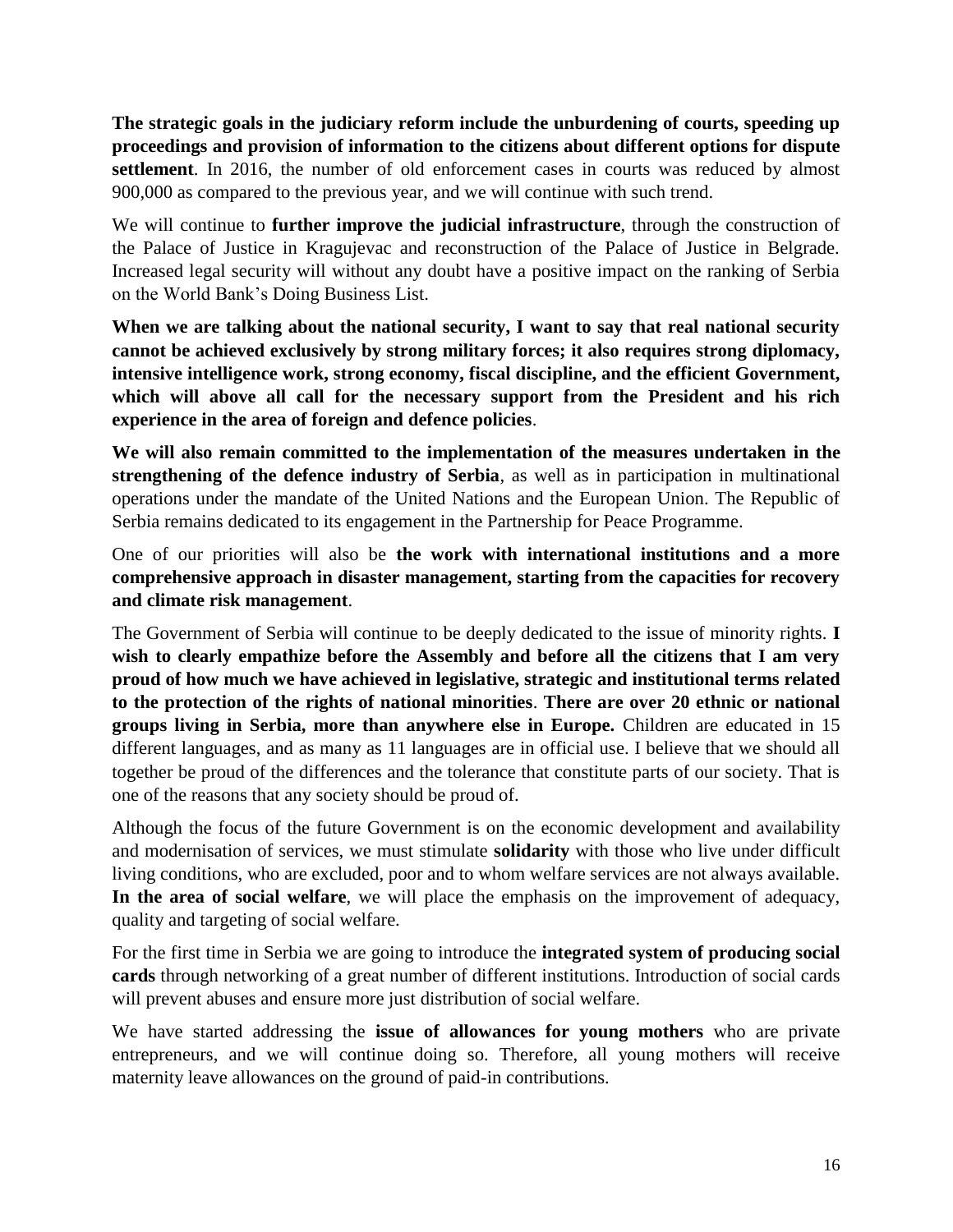**The strategic goals in the judiciary reform include the unburdening of courts, speeding up proceedings and provision of information to the citizens about different options for dispute settlement**. In 2016, the number of old enforcement cases in courts was reduced by almost 900,000 as compared to the previous year, and we will continue with such trend.

We will continue to **further improve the judicial infrastructure**, through the construction of the Palace of Justice in Kragujevac and reconstruction of the Palace of Justice in Belgrade. Increased legal security will without any doubt have a positive impact on the ranking of Serbia on the World Bank's Doing Business List.

**When we are talking about the national security, I want to say that real national security cannot be achieved exclusively by strong military forces; it also requires strong diplomacy, intensive intelligence work, strong economy, fiscal discipline, and the efficient Government, which will above all call for the necessary support from the President and his rich experience in the area of foreign and defence policies**.

**We will also remain committed to the implementation of the measures undertaken in the strengthening of the defence industry of Serbia**, as well as in participation in multinational operations under the mandate of the United Nations and the European Union. The Republic of Serbia remains dedicated to its engagement in the Partnership for Peace Programme.

One of our priorities will also be **the work with international institutions and a more comprehensive approach in disaster management, starting from the capacities for recovery and climate risk management**.

The Government of Serbia will continue to be deeply dedicated to the issue of minority rights. **I wish to clearly empathize before the Assembly and before all the citizens that I am very proud of how much we have achieved in legislative, strategic and institutional terms related to the protection of the rights of national minorities**. **There are over 20 ethnic or national groups living in Serbia, more than anywhere else in Europe.** Children are educated in 15 different languages, and as many as 11 languages are in official use. I believe that we should all together be proud of the differences and the tolerance that constitute parts of our society. That is one of the reasons that any society should be proud of.

Although the focus of the future Government is on the economic development and availability and modernisation of services, we must stimulate **solidarity** with those who live under difficult living conditions, who are excluded, poor and to whom welfare services are not always available. **In the area of social welfare**, we will place the emphasis on the improvement of adequacy, quality and targeting of social welfare.

For the first time in Serbia we are going to introduce the **integrated system of producing social cards** through networking of a great number of different institutions. Introduction of social cards will prevent abuses and ensure more just distribution of social welfare.

We have started addressing the **issue of allowances for young mothers** who are private entrepreneurs, and we will continue doing so. Therefore, all young mothers will receive maternity leave allowances on the ground of paid-in contributions.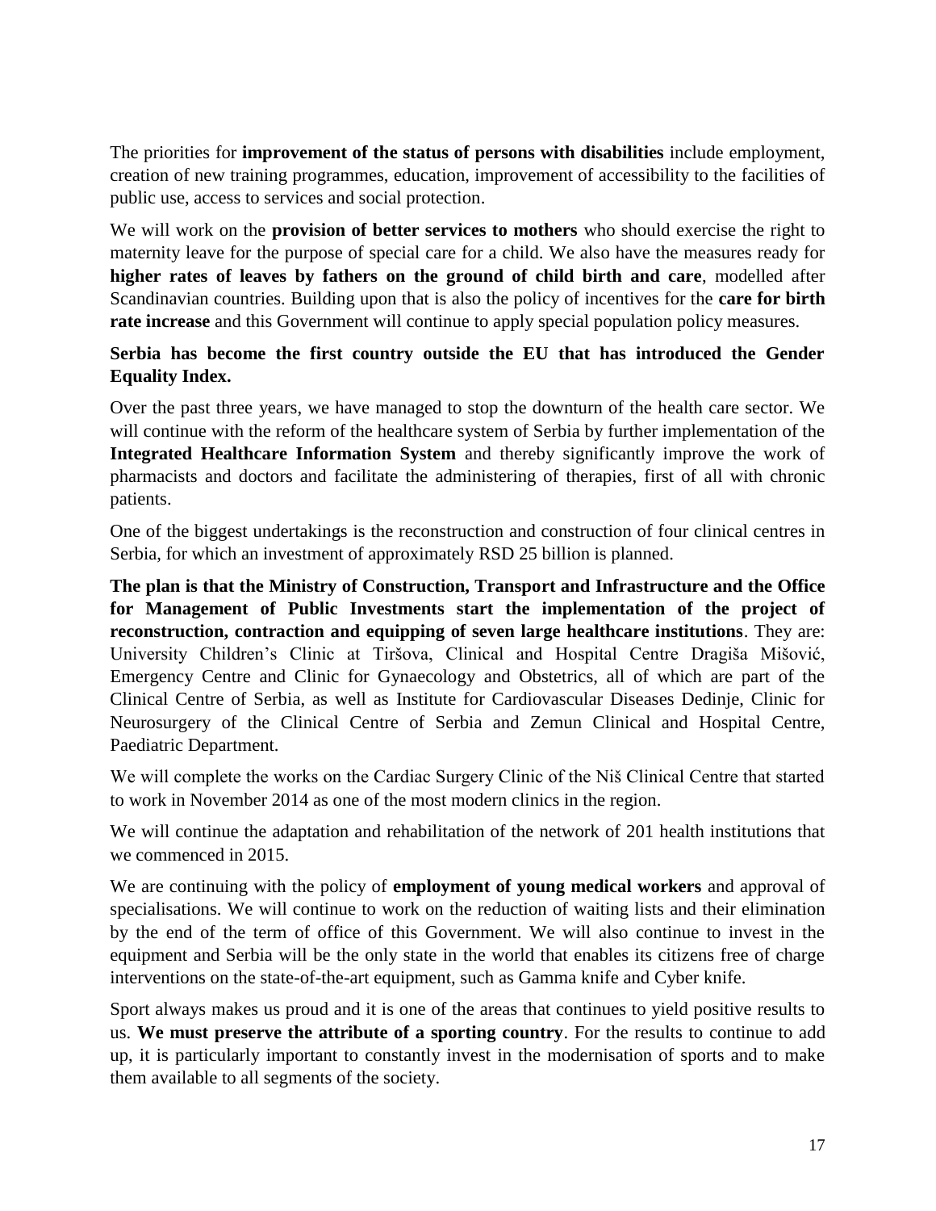The priorities for **improvement of the status of persons with disabilities** include employment, creation of new training programmes, education, improvement of accessibility to the facilities of public use, access to services and social protection.

We will work on the **provision of better services to mothers** who should exercise the right to maternity leave for the purpose of special care for a child. We also have the measures ready for **higher rates of leaves by fathers on the ground of child birth and care**, modelled after Scandinavian countries. Building upon that is also the policy of incentives for the **care for birth rate increase** and this Government will continue to apply special population policy measures.

**Serbia has become the first country outside the EU that has introduced the Gender Equality Index.**

Over the past three years, we have managed to stop the downturn of the health care sector. We will continue with the reform of the healthcare system of Serbia by further implementation of the **Integrated Healthcare Information System** and thereby significantly improve the work of pharmacists and doctors and facilitate the administering of therapies, first of all with chronic patients.

One of the biggest undertakings is the reconstruction and construction of four clinical centres in Serbia, for which an investment of approximately RSD 25 billion is planned.

**The plan is that the Ministry of Construction, Transport and Infrastructure and the Office for Management of Public Investments start the implementation of the project of reconstruction, contraction and equipping of seven large healthcare institutions**. They are: University Children's Clinic at Tiršova, Clinical and Hospital Centre Dragiša Mišović, Emergency Centre and Clinic for Gynaecology and Obstetrics, all of which are part of the Clinical Centre of Serbia, as well as Institute for Cardiovascular Diseases Dedinje, Clinic for Neurosurgery of the Clinical Centre of Serbia and Zemun Clinical and Hospital Centre, Paediatric Department.

We will complete the works on the Cardiac Surgery Clinic of the Niš Clinical Centre that started to work in November 2014 as one of the most modern clinics in the region.

We will continue the adaptation and rehabilitation of the network of 201 health institutions that we commenced in 2015.

We are continuing with the policy of **employment of young medical workers** and approval of specialisations. We will continue to work on the reduction of waiting lists and their elimination by the end of the term of office of this Government. We will also continue to invest in the equipment and Serbia will be the only state in the world that enables its citizens free of charge interventions on the state-of-the-art equipment, such as Gamma knife and Cyber knife.

Sport always makes us proud and it is one of the areas that continues to yield positive results to us. **We must preserve the attribute of a sporting country**. For the results to continue to add up, it is particularly important to constantly invest in the modernisation of sports and to make them available to all segments of the society.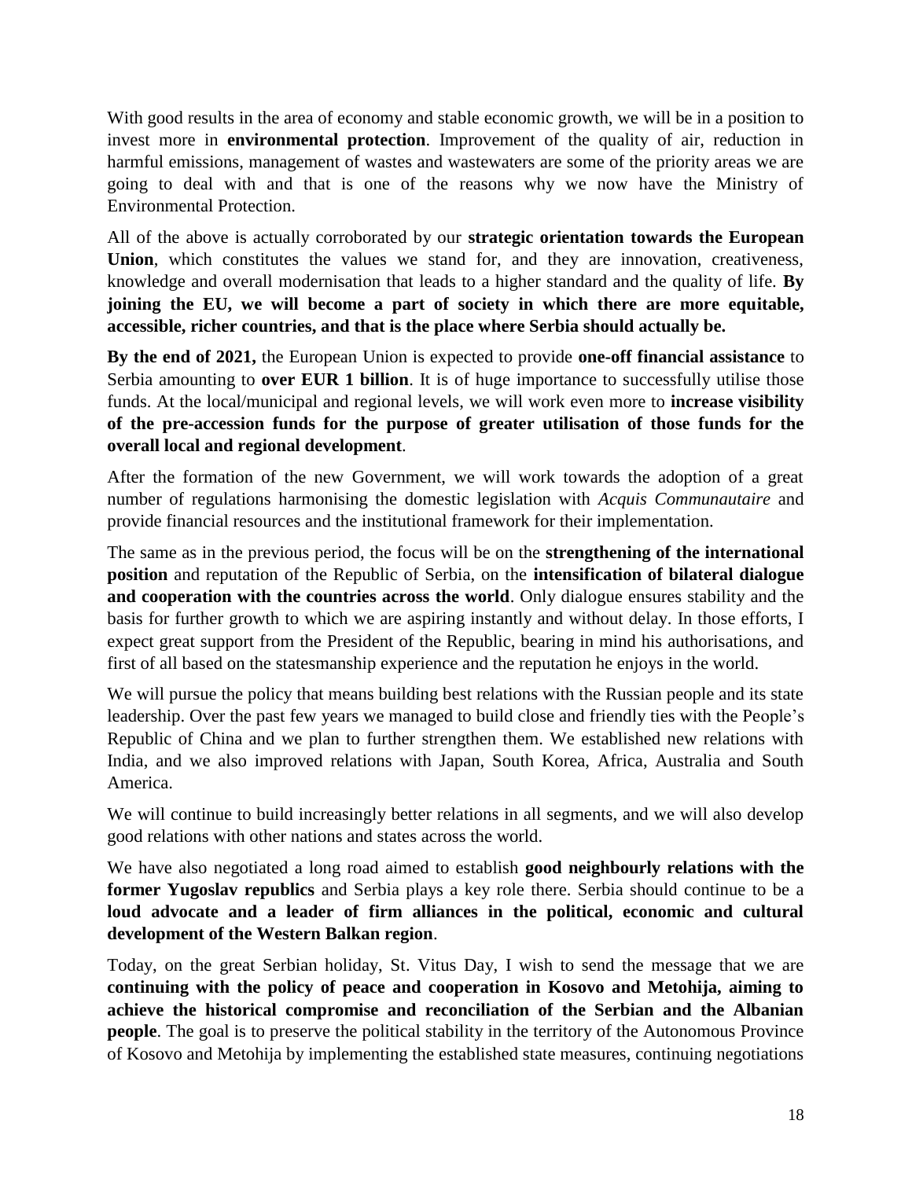With good results in the area of economy and stable economic growth, we will be in a position to invest more in **environmental protection**. Improvement of the quality of air, reduction in harmful emissions, management of wastes and wastewaters are some of the priority areas we are going to deal with and that is one of the reasons why we now have the Ministry of Environmental Protection.

All of the above is actually corroborated by our **strategic orientation towards the European Union**, which constitutes the values we stand for, and they are innovation, creativeness, knowledge and overall modernisation that leads to a higher standard and the quality of life. **By joining the EU, we will become a part of society in which there are more equitable, accessible, richer countries, and that is the place where Serbia should actually be.**

**By the end of 2021,** the European Union is expected to provide **one-off financial assistance** to Serbia amounting to **over EUR 1 billion**. It is of huge importance to successfully utilise those funds. At the local/municipal and regional levels, we will work even more to **increase visibility of the pre-accession funds for the purpose of greater utilisation of those funds for the overall local and regional development**.

After the formation of the new Government, we will work towards the adoption of a great number of regulations harmonising the domestic legislation with *Acquis Communautaire* and provide financial resources and the institutional framework for their implementation.

The same as in the previous period, the focus will be on the **strengthening of the international position** and reputation of the Republic of Serbia, on the **intensification of bilateral dialogue and cooperation with the countries across the world**. Only dialogue ensures stability and the basis for further growth to which we are aspiring instantly and without delay. In those efforts, I expect great support from the President of the Republic, bearing in mind his authorisations, and first of all based on the statesmanship experience and the reputation he enjoys in the world.

We will pursue the policy that means building best relations with the Russian people and its state leadership. Over the past few years we managed to build close and friendly ties with the People's Republic of China and we plan to further strengthen them. We established new relations with India, and we also improved relations with Japan, South Korea, Africa, Australia and South America.

We will continue to build increasingly better relations in all segments, and we will also develop good relations with other nations and states across the world.

We have also negotiated a long road aimed to establish **good neighbourly relations with the former Yugoslav republics** and Serbia plays a key role there. Serbia should continue to be a **loud advocate and a leader of firm alliances in the political, economic and cultural development of the Western Balkan region**.

Today, on the great Serbian holiday, St. Vitus Day, I wish to send the message that we are **continuing with the policy of peace and cooperation in Kosovo and Metohija, aiming to achieve the historical compromise and reconciliation of the Serbian and the Albanian people**. The goal is to preserve the political stability in the territory of the Autonomous Province of Kosovo and Metohija by implementing the established state measures, continuing negotiations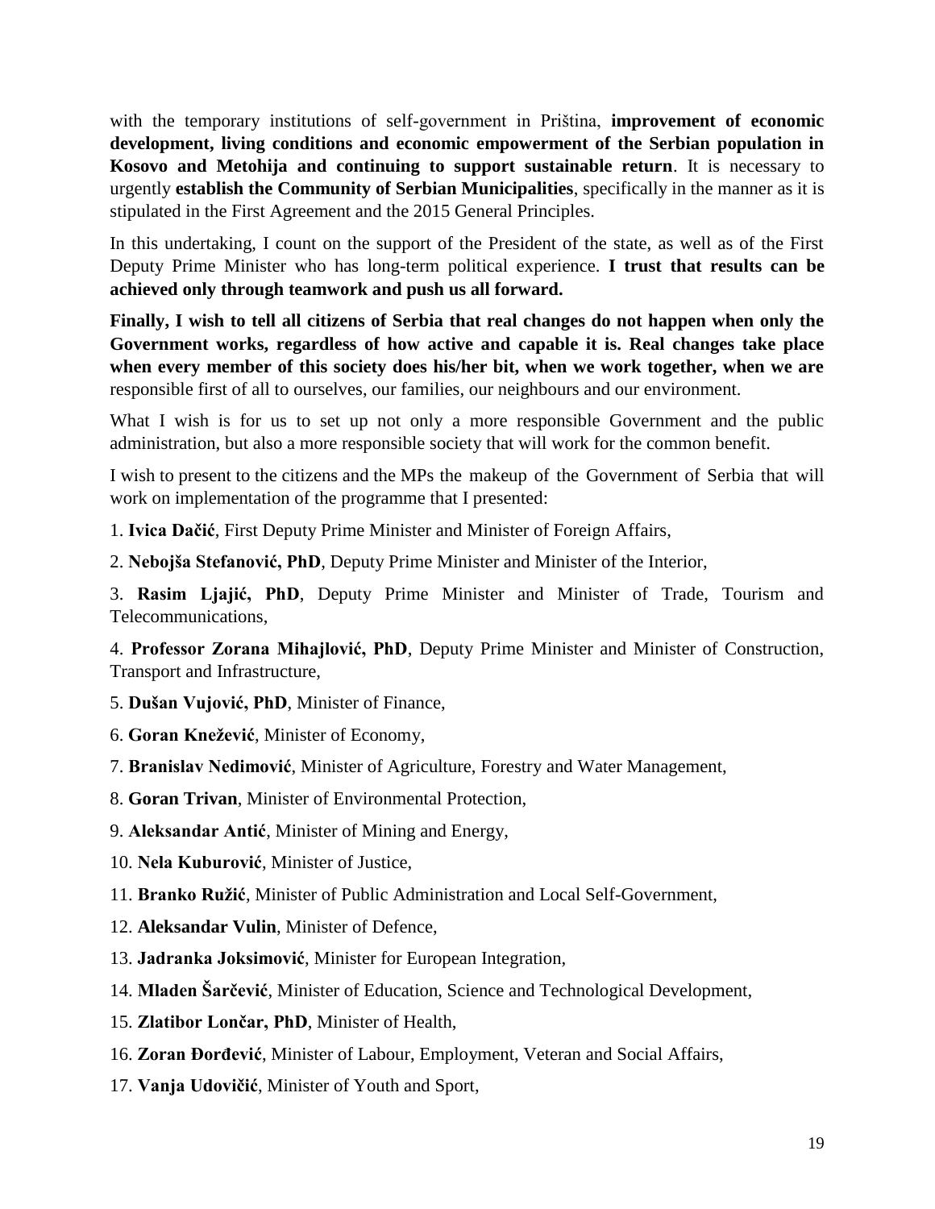with the temporary institutions of self-government in Priština, **improvement of economic development, living conditions and economic empowerment of the Serbian population in Kosovo and Metohija and continuing to support sustainable return**. It is necessary to urgently **establish the Community of Serbian Municipalities**, specifically in the manner as it is stipulated in the First Agreement and the 2015 General Principles.

In this undertaking, I count on the support of the President of the state, as well as of the First Deputy Prime Minister who has long-term political experience. **I trust that results can be achieved only through teamwork and push us all forward.**

**Finally, I wish to tell all citizens of Serbia that real changes do not happen when only the Government works, regardless of how active and capable it is. Real changes take place when every member of this society does his/her bit, when we work together, when we are** responsible first of all to ourselves, our families, our neighbours and our environment.

What I wish is for us to set up not only a more responsible Government and the public administration, but also a more responsible society that will work for the common benefit.

I wish to present to the citizens and the MPs the makeup of the Government of Serbia that will work on implementation of the programme that I presented:

1. **Ivica Dačić**, First Deputy Prime Minister and Minister of Foreign Affairs,

2. **Nebojša Stefanović, PhD**, Deputy Prime Minister and Minister of the Interior,

3. **Rasim Ljajić, PhD**, Deputy Prime Minister and Minister of Trade, Tourism and Telecommunications,

4. **Professor Zorana Mihajlović, PhD**, Deputy Prime Minister and Minister of Construction, Transport and Infrastructure,

5. **Dušan Vujović, PhD**, Minister of Finance,

6. **Goran Knežević**, Minister of Economy,

7. **Branislav Nedimović**, Minister of Agriculture, Forestry and Water Management,

8. **Goran Trivan**, Minister of Environmental Protection,

9. **Aleksandar Antić**, Minister of Mining and Energy,

10. **Nela Kuburović**, Minister of Justice,

11. **Branko Ružić**, Minister of Public Administration and Local Self-Government,

12. **Aleksandar Vulin**, Minister of Defence,

13. **Jadranka Joksimović**, Minister for European Integration,

14. **Mladen Šarčević**, Minister of Education, Science and Technological Development,

15. **Zlatibor Lončar, PhD**, Minister of Health,

16. **Zoran Đorđević**, Minister of Labour, Employment, Veteran and Social Affairs,

17. **Vanja Udovičić**, Minister of Youth and Sport,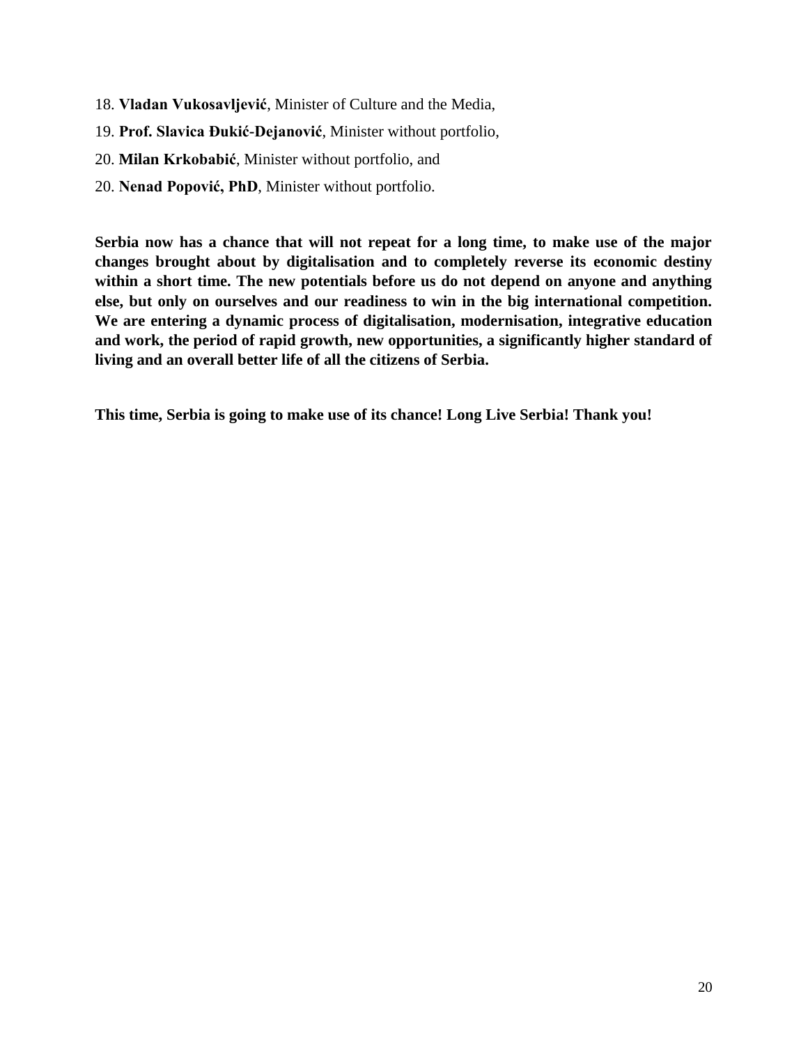18. **Vladan Vukosavljević**, Minister of Culture and the Media,
19. **Prof. Slavica Đukić-Dejanović**, Minister without portfolio,
20. **Milan Krkobabić**, Minister without portfolio, and
20. **Nenad Popović, PhD**, Minister without portfolio.

**Serbia now has a chance that will not repeat for a long time, to make use of the major changes brought about by digitalisation and to completely reverse its economic destiny within a short time. The new potentials before us do not depend on anyone and anything else, but only on ourselves and our readiness to win in the big international competition. We are entering a dynamic process of digitalisation, modernisation, integrative education and work, the period of rapid growth, new opportunities, a significantly higher standard of living and an overall better life of all the citizens of Serbia.**

**This time, Serbia is going to make use of its chance! Long Live Serbia! Thank you!**